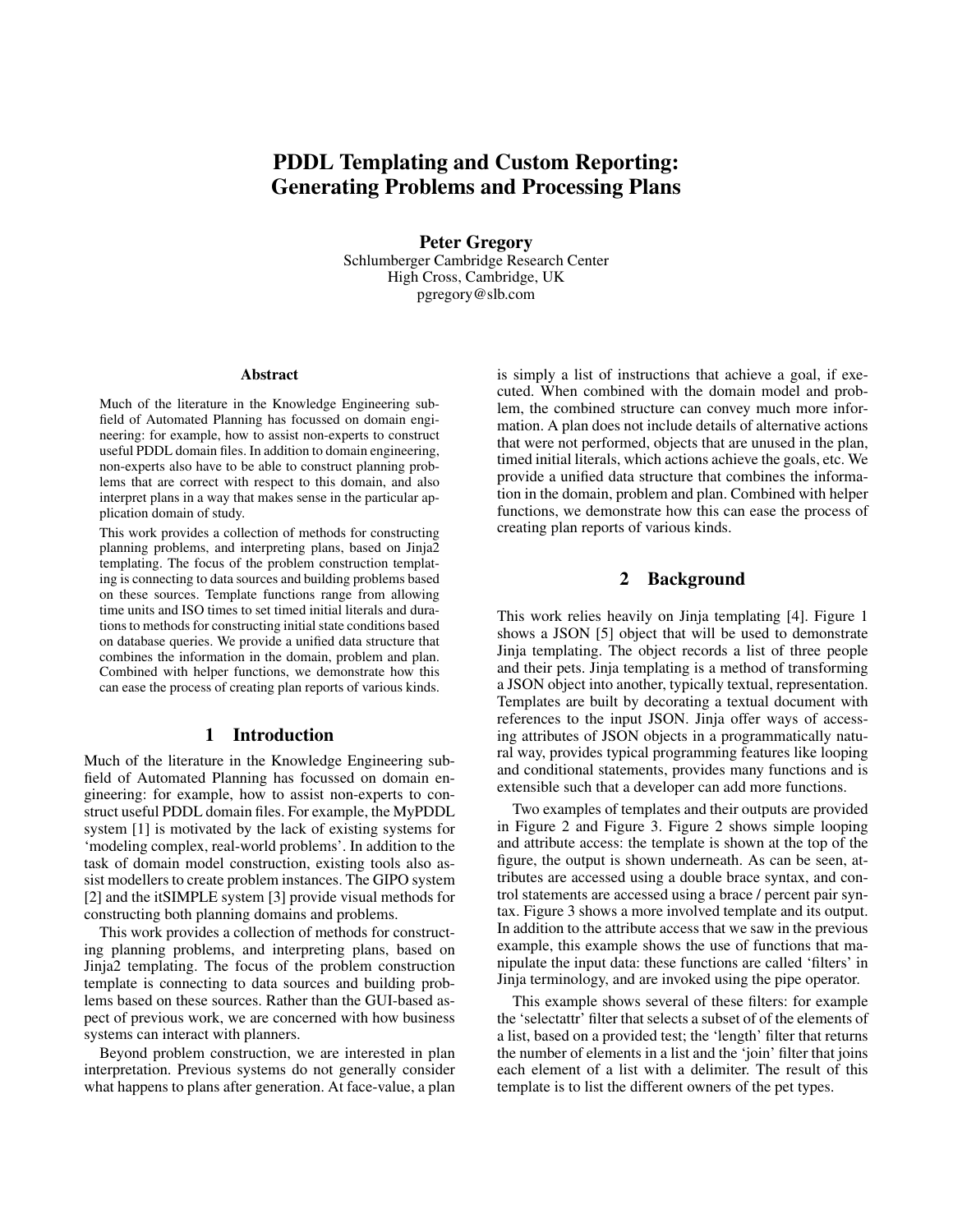# PDDL Templating and Custom Reporting: Generating Problems and Processing Plans

**Peter Gregory**
Schlumberger Cambridge Research Center
High Cross, Cambridge, UK
pgregory@slb.com

### Abstract

Much of the literature in the Knowledge Engineering subfield of Automated Planning has focussed on domain engineering: for example, how to assist non-experts to construct useful PDDL domain files. In addition to domain engineering, non-experts also have to be able to construct planning problems that are correct with respect to this domain, and also interpret plans in a way that makes sense in the particular application domain of study.

This work provides a collection of methods for constructing planning problems, and interpreting plans, based on Jinja2 templating. The focus of the problem construction templating is connecting to data sources and building problems based on these sources. Template functions range from allowing time units and ISO times to set timed initial literals and durations to methods for constructing initial state conditions based on database queries. We provide a unified data structure that combines the information in the domain, problem and plan. Combined with helper functions, we demonstrate how this can ease the process of creating plan reports of various kinds.

## 1 Introduction

Much of the literature in the Knowledge Engineering subfield of Automated Planning has focussed on domain engineering: for example, how to assist non-experts to construct useful PDDL domain files. For example, the MyPDDL system [1] is motivated by the lack of existing systems for 'modeling complex, real-world problems'. In addition to the task of domain model construction, existing tools also assist modellers to create problem instances. The GIPO system [2] and the itSIMPLE system [3] provide visual methods for constructing both planning domains and problems.

This work provides a collection of methods for constructing planning problems, and interpreting plans, based on Jinja2 templating. The focus of the problem construction template is connecting to data sources and building problems based on these sources. Rather than the GUI-based aspect of previous work, we are concerned with how business systems can interact with planners.

Beyond problem construction, we are interested in plan interpretation. Previous systems do not generally consider what happens to plans after generation. At face-value, a plan is simply a list of instructions that achieve a goal, if executed. When combined with the domain model and problem, the combined structure can convey much more information. A plan does not include details of alternative actions that were not performed, objects that are unused in the plan, timed initial literals, which actions achieve the goals, etc. We provide a unified data structure that combines the information in the domain, problem and plan. Combined with helper functions, we demonstrate how this can ease the process of creating plan reports of various kinds.

## 2 Background

This work relies heavily on Jinja templating [4]. Figure 1 shows a JSON [5] object that will be used to demonstrate Jinja templating. The object records a list of three people and their pets. Jinja templating is a method of transforming a JSON object into another, typically textual, representation. Templates are built by decorating a textual document with references to the input JSON. Jinja offer ways of accessing attributes of JSON objects in a programmatically natural way, provides typical programming features like looping and conditional statements, provides many functions and is extensible such that a developer can add more functions.

Two examples of templates and their outputs are provided in Figure 2 and Figure 3. Figure 2 shows simple looping and attribute access: the template is shown at the top of the figure, the output is shown underneath. As can be seen, attributes are accessed using a double brace syntax, and control statements are accessed using a brace / percent pair syntax. Figure 3 shows a more involved template and its output. In addition to the attribute access that we saw in the previous example, this example shows the use of functions that manipulate the input data: these functions are called 'filters' in Jinja terminology, and are invoked using the pipe operator.

This example shows several of these filters: for example the 'selectattr' filter that selects a subset of of the elements of a list, based on a provided test; the 'length' filter that returns the number of elements in a list and the 'join' filter that joins each element of a list with a delimiter. The result of this template is to list the different owners of the pet types.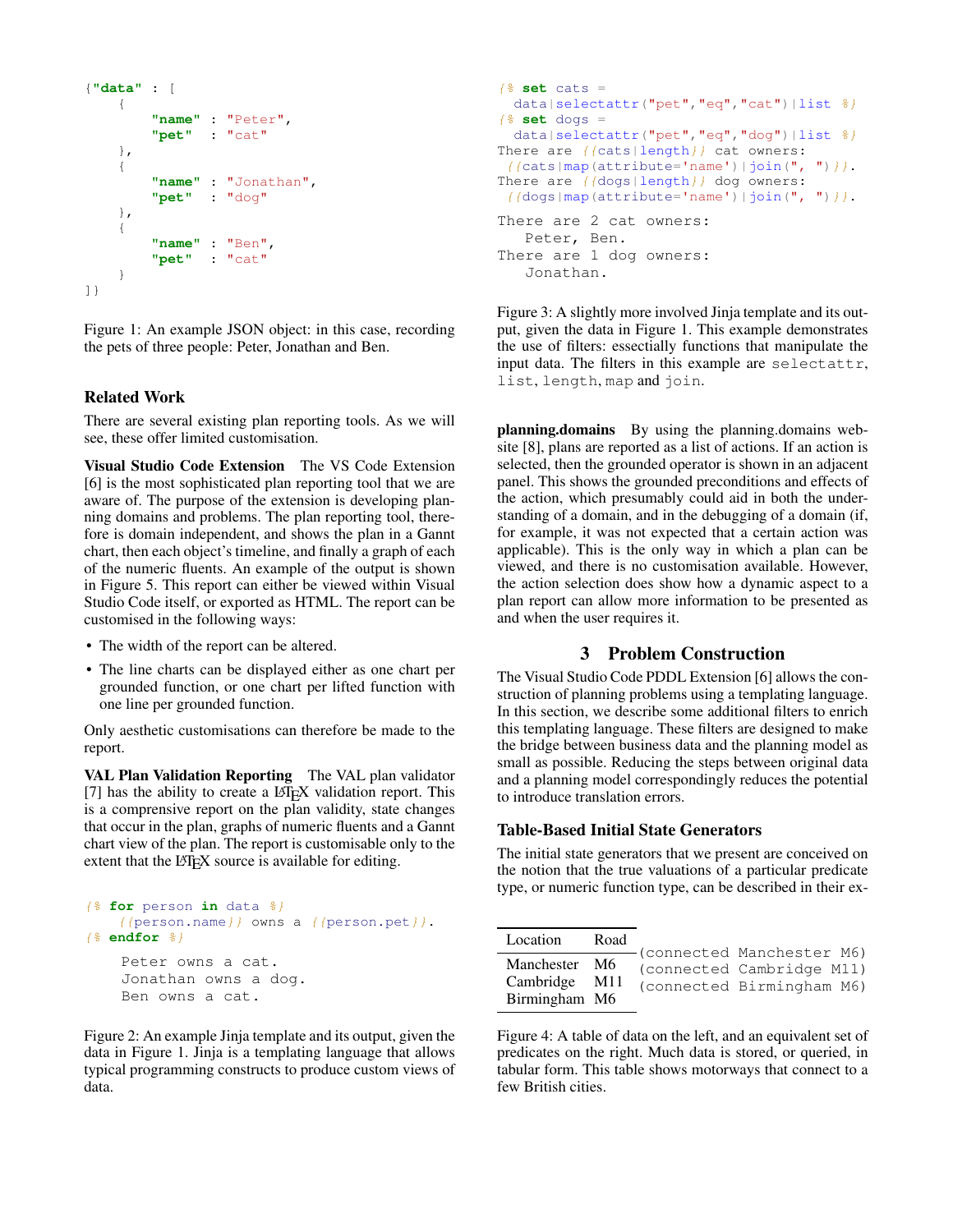```json
{"data" : [
    {
        "name" : "Peter",
        "pet"  : "cat"
    },
    {
        "name" : "Jonathan",
        "pet"  : "dog"
    },
    {
        "name" : "Ben",
        "pet"  : "cat"
    }
]}
```

Figure 1: An example JSON object: in this case, recording the pets of three people: Peter, Jonathan and Ben.

## Related Work

There are several existing plan reporting tools. As we will see, these offer limited customisation.

**Visual Studio Code Extension** The VS Code Extension [6] is the most sophisticated plan reporting tool that we are aware of. The purpose of the extension is developing planning domains and problems. The plan reporting tool, therefore is domain independent, and shows the plan in a Gannt chart, then each object's timeline, and finally a graph of each of the numeric fluents. An example of the output is shown in Figure 5. This report can either be viewed within Visual Studio Code itself, or exported as HTML. The report can be customised in the following ways:

- The width of the report can be altered.
- The line charts can be displayed either as one chart per grounded function, or one chart per lifted function with one line per grounded function.

Only aesthetic customisations can therefore be made to the report.

**VAL Plan Validation Reporting** The VAL plan validator [7] has the ability to create a LaTeX validation report. This is a comprensive report on the plan validity, state changes that occur in the plan, graphs of numeric fluents and a Gannt chart view of the plan. The report is customisable only to the extent that the LaTeX source is available for editing.

```
{% for person in data %}
    {{person.name}} owns a {{person.pet}}.
{% endfor %}
```

```
Peter owns a cat.
Jonathan owns a dog.
Ben owns a cat.
```

Figure 2: An example Jinja template and its output, given the data in Figure 1. Jinja is a templating language that allows typical programming constructs to produce custom views of data.

```
{% set cats =
  data|selectattr("pet","eq","cat")|list %}
{% set dogs =
  data|selectattr("pet","eq","dog")|list %}
There are {{cats|length}} cat owners:
 {{cats|map(attribute='name')|join(", ")}}.
There are {{dogs|length}} dog owners:
 {{dogs|map(attribute='name')|join(", ")}}.
```

```
There are 2 cat owners:
   Peter, Ben.
There are 1 dog owners:
   Jonathan.
```

Figure 3: A slightly more involved Jinja template and its output, given the data in Figure 1. This example demonstrates the use of filters: essectially functions that manipulate the input data. The filters in this example are `selectattr`, `list`, `length`, `map` and `join`.

**planning.domains** By using the planning.domains website [8], plans are reported as a list of actions. If an action is selected, then the grounded operator is shown in an adjacent panel. This shows the grounded preconditions and effects of the action, which presumably could aid in both the understanding of a domain, and in the debugging of a domain (if, for example, it was not expected that a certain action was applicable). This is the only way in which a plan can be viewed, and there is no customisation available. However, the action selection does show how a dynamic aspect to a plan report can allow more information to be presented as and when the user requires it.

# 3 Problem Construction

The Visual Studio Code PDDL Extension [6] allows the construction of planning problems using a templating language. In this section, we describe some additional filters to enrich this templating language. These filters are designed to make the bridge between business data and the planning model as small as possible. Reducing the steps between original data and a planning model correspondingly reduces the potential to introduce translation errors.

## Table-Based Initial State Generators

The initial state generators that we present are conceived on the notion that the true valuations of a particular predicate type, or numeric function type, can be described in their ex-

| Location | Road |
|---|---|
| Manchester | M6 |
| Cambridge | M11 |
| Birmingham | M6 |

```
(connected Manchester M6)
(connected Cambridge M11)
(connected Birmingham M6)
```

Figure 4: A table of data on the left, and an equivalent set of predicates on the right. Much data is stored, or queried, in tabular form. This table shows motorways that connect to a few British cities.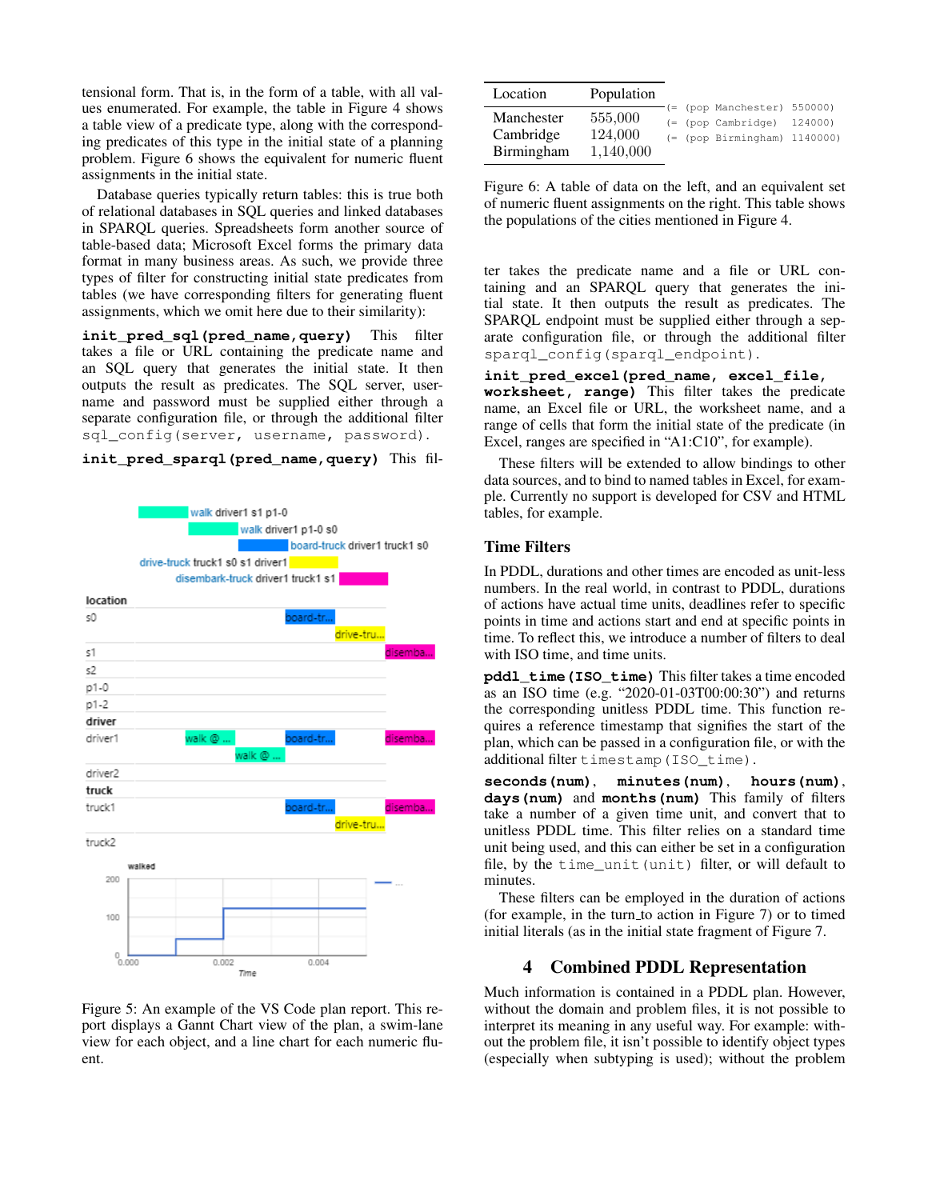tensional form. That is, in the form of a table, with all values enumerated. For example, the table in Figure 4 shows a table view of a predicate type, along with the corresponding predicates of this type in the initial state of a planning problem. Figure 6 shows the equivalent for numeric fluent assignments in the initial state.

Database queries typically return tables: this is true both of relational databases in SQL queries and linked databases in SPARQL queries. Spreadsheets form another source of table-based data; Microsoft Excel forms the primary data format in many business areas. As such, we provide three types of filter for constructing initial state predicates from tables (we have corresponding filters for generating fluent assignments, which we omit here due to their similarity):

**`init_pred_sql(pred_name,query)`** This filter takes a file or URL containing the predicate name and an SQL query that generates the initial state. It then outputs the result as predicates. The SQL server, username and password must be supplied either through a separate configuration file, or through the additional filter `sql_config(server, username, password)`.

**`init_pred_sparql(pred_name,query)`** This filter takes the predicate name and a file or URL containing and an SPARQL query that generates the initial state. It then outputs the result as predicates. The SPARQL endpoint must be supplied either through a separate configuration file, or through the additional filter `sparql_config(sparql_endpoint)`.

**`init_pred_excel(pred_name, excel_file, worksheet, range)`** This filter takes the predicate name, an Excel file or URL, the worksheet name, and a range of cells that form the initial state of the predicate (in Excel, ranges are specified in “A1:C10”, for example).

These filters will be extended to allow bindings to other data sources, and to bind to named tables in Excel, for example. Currently no support is developed for CSV and HTML tables, for example.

Figure 5: An example of the VS Code plan report. This report displays a Gannt Chart view of the plan, a swim-lane view for each object, and a line chart for each numeric fluent.

| Location | Population |
|---|---|
| Manchester | 555,000 |
| Cambridge | 124,000 |
| Birmingham | 1,140,000 |

```
(= (pop Manchester) 550000)
(= (pop Cambridge)  124000)
(= (pop Birmingham) 1140000)
```

Figure 6: A table of data on the left, and an equivalent set of numeric fluent assignments on the right. This table shows the populations of the cities mentioned in Figure 4.

## Time Filters

In PDDL, durations and other times are encoded as unit-less numbers. In the real world, in contrast to PDDL, durations of actions have actual time units, deadlines refer to specific points in time and actions start and end at specific points in time. To reflect this, we introduce a number of filters to deal with ISO time, and time units.

**`pddl_time(ISO_time)`** This filter takes a time encoded as an ISO time (e.g. “2020-01-03T00:00:30”) and returns the corresponding unitless PDDL time. This function requires a reference timestamp that signifies the start of the plan, which can be passed in a configuration file, or with the additional filter `timestamp(ISO_time)`.

**`seconds(num)`**, **`minutes(num)`**, **`hours(num)`**, **`days(num)`** and **`months(num)`** This family of filters take a number of a given time unit, and convert that to unitless PDDL time. This filter relies on a standard time unit being used, and this can either be set in a configuration file, by the `time_unit(unit)` filter, or will default to minutes.

These filters can be employed in the duration of actions (for example, in the turn_to action in Figure 7) or to timed initial literals (as in the initial state fragment of Figure 7.

# 4 Combined PDDL Representation

Much information is contained in a PDDL plan. However, without the domain and problem files, it is not possible to interpret its meaning in any useful way. For example: without the problem file, it isn’t possible to identify object types (especially when subtyping is used); without the problem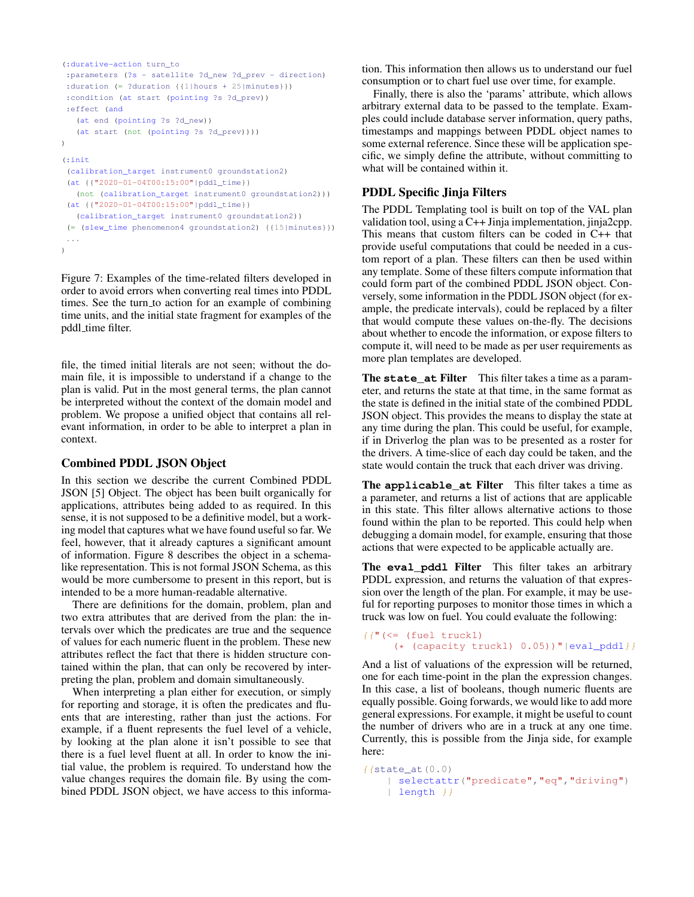```
(:durative-action turn_to
 :parameters (?s - satellite ?d_new ?d_prev - direction)
 :duration (= ?duration {{1|hours + 25|minutes}})
 :condition (at start (pointing ?s ?d_prev))
 :effect (and
   (at end (pointing ?s ?d_new))
   (at start (not (pointing ?s ?d_prev))))
)

(:init
 (calibration_target instrument0 groundstation2)
 (at {{"2020-01-04T00:15:00"|pddl_time}}
   (not (calibration_target instrument0 groundstation2)))
 (at {{"2020-01-04T00:15:00"|pddl_time}}
   (calibration_target instrument0 groundstation2))
 (= (slew_time phenomenon4 groundstation2) {{15|minutes}})
 ...
)
```

Figure 7: Examples of the time-related filters developed in order to avoid errors when converting real times into PDDL times. See the turn_to action for an example of combining time units, and the initial state fragment for examples of the pddl_time filter.

file, the timed initial literals are not seen; without the domain file, it is impossible to understand if a change to the plan is valid. Put in the most general terms, the plan cannot be interpreted without the context of the domain model and problem. We propose a unified object that contains all relevant information, in order to be able to interpret a plan in context.

## Combined PDDL JSON Object

In this section we describe the current Combined PDDL JSON [5] Object. The object has been built organically for applications, attributes being added to as required. In this sense, it is not supposed to be a definitive model, but a working model that captures what we have found useful so far. We feel, however, that it already captures a significant amount of information. Figure 8 describes the object in a schema-like representation. This is not formal JSON Schema, as this would be more cumbersome to present in this report, but is intended to be a more human-readable alternative.

There are definitions for the domain, problem, plan and two extra attributes that are derived from the plan: the intervals over which the predicates are true and the sequence of values for each numeric fluent in the problem. These new attributes reflect the fact that there is hidden structure contained within the plan, that can only be recovered by interpreting the plan, problem and domain simultaneously.

When interpreting a plan either for execution, or simply for reporting and storage, it is often the predicates and fluents that are interesting, rather than just the actions. For example, if a fluent represents the fuel level of a vehicle, by looking at the plan alone it isn't possible to see that there is a fuel level fluent at all. In order to know the initial value, the problem is required. To understand how the value changes requires the domain file. By using the combined PDDL JSON object, we have access to this information. This information then allows us to understand our fuel consumption or to chart fuel use over time, for example.

Finally, there is also the 'params' attribute, which allows arbitrary external data to be passed to the template. Examples could include database server information, query paths, timestamps and mappings between PDDL object names to some external reference. Since these will be application specific, we simply define the attribute, without committing to what will be contained within it.

## PDDL Specific Jinja Filters

The PDDL Templating tool is built on top of the VAL plan validation tool, using a C++ Jinja implementation, jinja2cpp. This means that custom filters can be coded in C++ that provide useful computations that could be needed in a custom report of a plan. These filters can then be used within any template. Some of these filters compute information that could form part of the combined PDDL JSON object. Conversely, some information in the PDDL JSON object (for example, the predicate intervals), could be replaced by a filter that would compute these values on-the-fly. The decisions about whether to encode the information, or expose filters to compute it, will need to be made as per user requirements as more plan templates are developed.

**The `state_at` Filter** This filter takes a time as a parameter, and returns the state at that time, in the same format as the state is defined in the initial state of the combined PDDL JSON object. This provides the means to display the state at any time during the plan. This could be useful, for example, if in Driverlog the plan was to be presented as a roster for the drivers. A time-slice of each day could be taken, and the state would contain the truck that each driver was driving.

**The `applicable_at` Filter** This filter takes a time as a parameter, and returns a list of actions that are applicable in this state. This filter allows alternative actions to those found within the plan to be reported. This could help when debugging a domain model, for example, ensuring that those actions that were expected to be applicable actually are.

**The `eval_pddl` Filter** This filter takes an arbitrary PDDL expression, and returns the valuation of that expression over the length of the plan. For example, it may be useful for reporting purposes to monitor those times in which a truck was low on fuel. You could evaluate the following:

```
{{"(<= (fuel truck1)
      (* (capacity truck1) 0.05))"|eval_pddl}}
```

And a list of valuations of the expression will be returned, one for each time-point in the plan the expression changes. In this case, a list of booleans, though numeric fluents are equally possible. Going forwards, we would like to add more general expressions. For example, it might be useful to count the number of drivers who are in a truck at any one time. Currently, this is possible from the Jinja side, for example here:

```
{{state_at(0.0)
    | selectattr("predicate","eq","driving")
    | length }}
```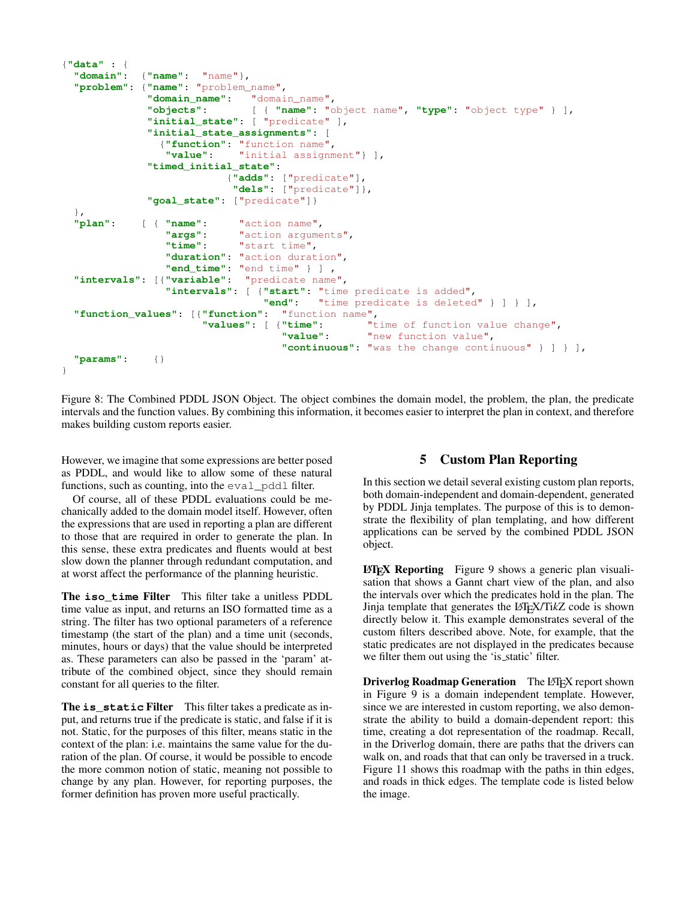```
{"data" : {
  "domain":  {"name":  "name"},
  "problem": {"name": "problem_name",
              "domain_name":   "domain_name",
              "objects":       [ { "name": "object name", "type": "object type" } ],
              "initial_state": [ "predicate" ],
              "initial_state_assignments": [
                {"function": "function name",
                 "value":    "initial assignment"} ],
              "timed_initial_state":
                             {"adds": ["predicate"],
                              "dels": ["predicate"]},
              "goal_state": ["predicate"]}
  },
  "plan":    [ { "name":     "action name",
                 "args":     "action arguments",
                 "time":     "start time",
                 "duration": "action duration",
                 "end_time": "end time" } ] ,
  "intervals": [{"variable":  "predicate name",
                 "intervals": [ {"start": "time predicate is added",
                                 "end":   "time predicate is deleted" } ] } ],
  "function_values": [{"function":  "function name",
                       "values": [ {"time":       "time of function value change",
                                    "value":      "new function value",
                                    "continuous": "was the change continuous" } ] } ],
  "params":    {}
}
```

Figure 8: The Combined PDDL JSON Object. The object combines the domain model, the problem, the plan, the predicate intervals and the function values. By combining this information, it becomes easier to interpret the plan in context, and therefore makes building custom reports easier.

However, we imagine that some expressions are better posed as PDDL, and would like to allow some of these natural functions, such as counting, into the `eval_pddl` filter.

Of course, all of these PDDL evaluations could be mechanically added to the domain model itself. However, often the expressions that are used in reporting a plan are different to those that are required in order to generate the plan. In this sense, these extra predicates and fluents would at best slow down the planner through redundant computation, and at worst affect the performance of the planning heuristic.

**The `iso_time` Filter** This filter take a unitless PDDL time value as input, and returns an ISO formatted time as a string. The filter has two optional parameters of a reference timestamp (the start of the plan) and a time unit (seconds, minutes, hours or days) that the value should be interpreted as. These parameters can also be passed in the 'param' attribute of the combined object, since they should remain constant for all queries to the filter.

**The `is_static` Filter** This filter takes a predicate as input, and returns true if the predicate is static, and false if it is not. Static, for the purposes of this filter, means static in the context of the plan: i.e. maintains the same value for the duration of the plan. Of course, it would be possible to encode the more common notion of static, meaning not possible to change by any plan. However, for reporting purposes, the former definition has proven more useful practically.

## 5 Custom Plan Reporting

In this section we detail several existing custom plan reports, both domain-independent and domain-dependent, generated by PDDL Jinja templates. The purpose of this is to demonstrate the flexibility of plan templating, and how different applications can be served by the combined PDDL JSON object.

**LaTeX Reporting** Figure 9 shows a generic plan visualisation that shows a Gannt chart view of the plan, and also the intervals over which the predicates hold in the plan. The Jinja template that generates the LaTeX/Ti*k*Z code is shown directly below it. This example demonstrates several of the custom filters described above. Note, for example, that the static predicates are not displayed in the predicates because we filter them out using the 'is_static' filter.

**Driverlog Roadmap Generation** The LaTeX report shown in Figure 9 is a domain independent template. However, since we are interested in custom reporting, we also demonstrate the ability to build a domain-dependent report: this time, creating a dot representation of the roadmap. Recall, in the Driverlog domain, there are paths that the drivers can walk on, and roads that that can only be traversed in a truck. Figure 11 shows this roadmap with the paths in thin edges, and roads in thick edges. The template code is listed below the image.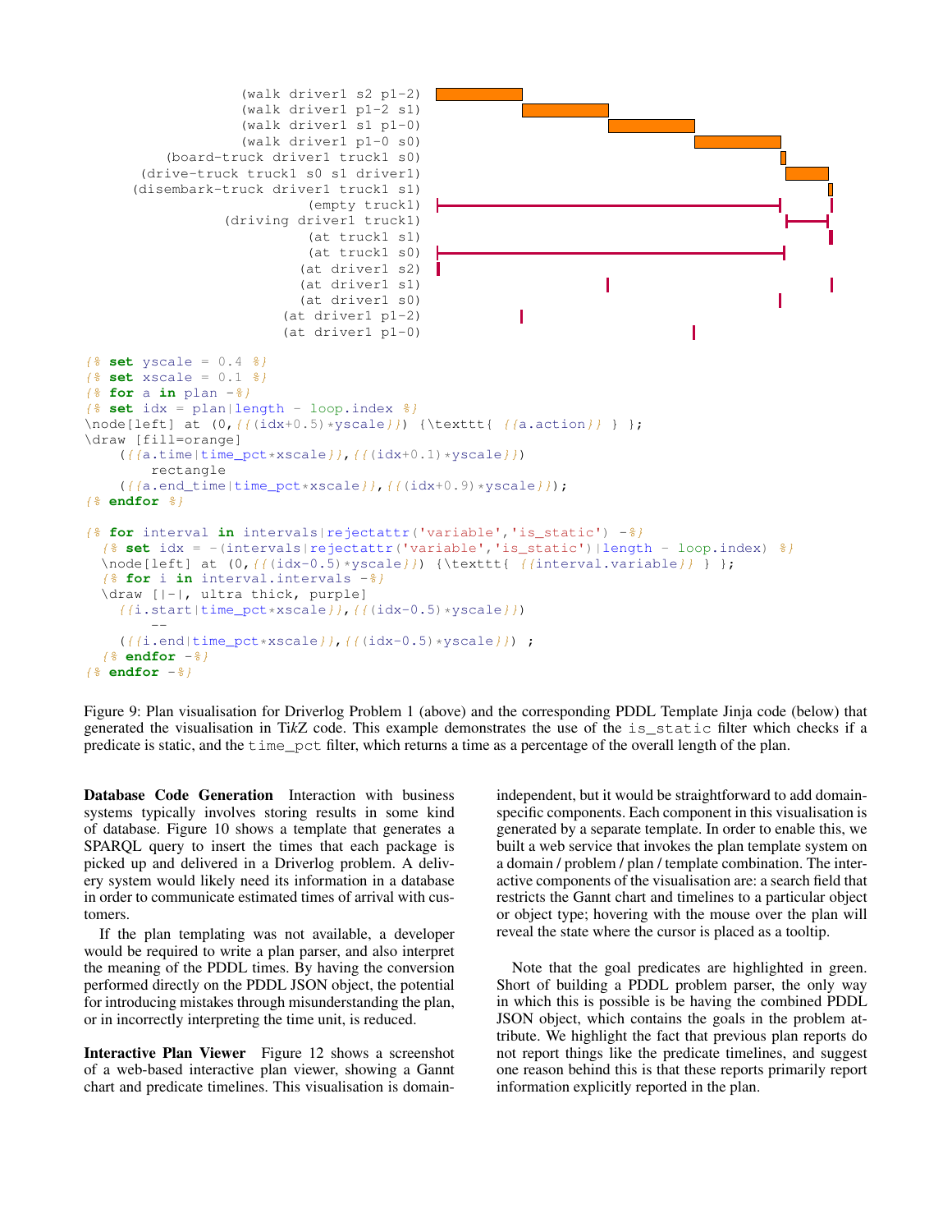```
(walk driver1 s2 p1-2)
(walk driver1 p1-2 s1)
(walk driver1 s1 p1-0)
(walk driver1 p1-0 s0)
(board-truck driver1 truck1 s0)
(drive-truck truck1 s0 s1 driver1)
(disembark-truck driver1 truck1 s1)
(empty truck1)
(driving driver1 truck1)
(at truck1 s1)
(at truck1 s0)
(at driver1 s2)
(at driver1 s1)
(at driver1 s0)
(at driver1 p1-2)
(at driver1 p1-0)
```

```
{% set yscale = 0.4 %}
{% set xscale = 0.1 %}
{% for a in plan -%}
{% set idx = plan|length - loop.index %}
\node[left] at (0,{{(idx+0.5)*yscale}}) {\texttt{ {{a.action}} } };
\draw [fill=orange]
    ({{a.time|time_pct*xscale}},{{(idx+0.1)*yscale}})
        rectangle
    ({{a.end_time|time_pct*xscale}},{{(idx+0.9)*yscale}});
{% endfor %}

{% for interval in intervals|rejectattr('variable','is_static') -%}
  {% set idx = -(intervals|rejectattr('variable','is_static')|length - loop.index) %}
  \node[left] at (0,{{(idx-0.5)*yscale}}) {\texttt{ {{interval.variable}} } };
  {% for i in interval.intervals -%}
  \draw [|-|, ultra thick, purple]
    ({{i.start|time_pct*xscale}},{{(idx-0.5)*yscale}})
        --
    ({{i.end|time_pct*xscale}},{{(idx-0.5)*yscale}}) ;
  {% endfor -%}
{% endfor -%}
```

Figure 9: Plan visualisation for Driverlog Problem 1 (above) and the corresponding PDDL Template Jinja code (below) that generated the visualisation in Ti*k*Z code. This example demonstrates the use of the `is_static` filter which checks if a predicate is static, and the `time_pct` filter, which returns a time as a percentage of the overall length of the plan.

**Database Code Generation** Interaction with business systems typically involves storing results in some kind of database. Figure 10 shows a template that generates a SPARQL query to insert the times that each package is picked up and delivered in a Driverlog problem. A delivery system would likely need its information in a database in order to communicate estimated times of arrival with customers.

If the plan templating was not available, a developer would be required to write a plan parser, and also interpret the meaning of the PDDL times. By having the conversion performed directly on the PDDL JSON object, the potential for introducing mistakes through misunderstanding the plan, or in incorrectly interpreting the time unit, is reduced.

**Interactive Plan Viewer** Figure 12 shows a screenshot of a web-based interactive plan viewer, showing a Gannt chart and predicate timelines. This visualisation is domain-independent, but it would be straightforward to add domain-specific components. Each component in this visualisation is generated by a separate template. In order to enable this, we built a web service that invokes the plan template system on a domain / problem / plan / template combination. The interactive components of the visualisation are: a search field that restricts the Gannt chart and timelines to a particular object or object type; hovering with the mouse over the plan will reveal the state where the cursor is placed as a tooltip.

Note that the goal predicates are highlighted in green. Short of building a PDDL problem parser, the only way in which this is possible is be having the combined PDDL JSON object, which contains the goals in the problem attribute. We highlight the fact that previous plan reports do not report things like the predicate timelines, and suggest one reason behind this is that these reports primarily report information explicitly reported in the plan.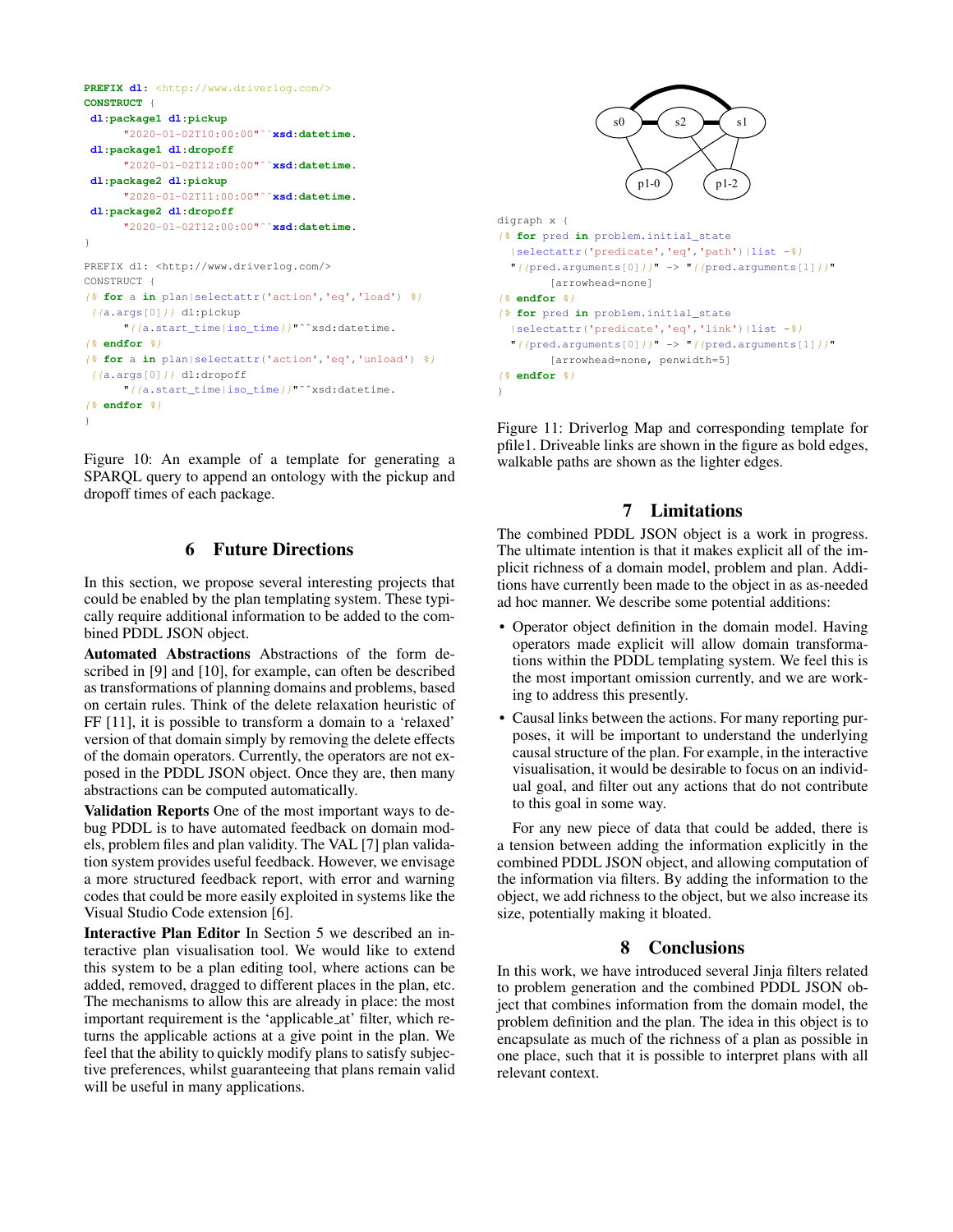```
PREFIX dl: <http://www.driverlog.com/>
CONSTRUCT {
 dl:package1 dl:pickup
      "2020-01-02T10:00:00"^^xsd:datetime.
 dl:package1 dl:dropoff
      "2020-01-02T12:00:00"^^xsd:datetime.
 dl:package2 dl:pickup
      "2020-01-02T11:00:00"^^xsd:datetime.
 dl:package2 dl:dropoff
      "2020-01-02T12:00:00"^^xsd:datetime.
}
```

```
PREFIX dl: <http://www.driverlog.com/>
CONSTRUCT {
{% for a in plan|selectattr('action','eq','load') %}
 {{a.args[0]}} dl:pickup
      "{{a.start_time|iso_time}}"^^xsd:datetime.
{% endfor %}
{% for a in plan|selectattr('action','eq','unload') %}
 {{a.args[0]}} dl:dropoff
      "{{a.start_time|iso_time}}"^^xsd:datetime.
{% endfor %}
}
```

Figure 10: An example of a template for generating a SPARQL query to append an ontology with the pickup and dropoff times of each package.

## 6 Future Directions

In this section, we propose several interesting projects that could be enabled by the plan templating system. These typically require additional information to be added to the combined PDDL JSON object.

**Automated Abstractions** Abstractions of the form described in [9] and [10], for example, can often be described as transformations of planning domains and problems, based on certain rules. Think of the delete relaxation heuristic of FF [11], it is possible to transform a domain to a 'relaxed' version of that domain simply by removing the delete effects of the domain operators. Currently, the operators are not exposed in the PDDL JSON object. Once they are, then many abstractions can be computed automatically.

**Validation Reports** One of the most important ways to debug PDDL is to have automated feedback on domain models, problem files and plan validity. The VAL [7] plan validation system provides useful feedback. However, we envisage a more structured feedback report, with error and warning codes that could be more easily exploited in systems like the Visual Studio Code extension [6].

**Interactive Plan Editor** In Section 5 we described an interactive plan visualisation tool. We would like to extend this system to be a plan editing tool, where actions can be added, removed, dragged to different places in the plan, etc. The mechanisms to allow this are already in place: the most important requirement is the 'applicable_at' filter, which returns the applicable actions at a give point in the plan. We feel that the ability to quickly modify plans to satisfy subjective preferences, whilst guaranteeing that plans remain valid will be useful in many applications.

```
digraph x {
{% for pred in problem.initial_state
  |selectattr('predicate','eq','path')|list -%}
  "{{pred.arguments[0]}}" -> "{{pred.arguments[1]}}"
        [arrowhead=none]
{% endfor %}
{% for pred in problem.initial_state
  |selectattr('predicate','eq','link')|list -%}
  "{{pred.arguments[0]}}" -> "{{pred.arguments[1]}}"
        [arrowhead=none, penwidth=5]
{% endfor %}
}
```

Figure 11: Driverlog Map and corresponding template for pfile1. Driveable links are shown in the figure as bold edges, walkable paths are shown as the lighter edges.

## 7 Limitations

The combined PDDL JSON object is a work in progress. The ultimate intention is that it makes explicit all of the implicit richness of a domain model, problem and plan. Additions have currently been made to the object in as as-needed ad hoc manner. We describe some potential additions:

- Operator object definition in the domain model. Having operators made explicit will allow domain transformations within the PDDL templating system. We feel this is the most important omission currently, and we are working to address this presently.
- Causal links between the actions. For many reporting purposes, it will be important to understand the underlying causal structure of the plan. For example, in the interactive visualisation, it would be desirable to focus on an individual goal, and filter out any actions that do not contribute to this goal in some way.

For any new piece of data that could be added, there is a tension between adding the information explicitly in the combined PDDL JSON object, and allowing computation of the information via filters. By adding the information to the object, we add richness to the object, but we also increase its size, potentially making it bloated.

## 8 Conclusions

In this work, we have introduced several Jinja filters related to problem generation and the combined PDDL JSON object that combines information from the domain model, the problem definition and the plan. The idea in this object is to encapsulate as much of the richness of a plan as possible in one place, such that it is possible to interpret plans with all relevant context.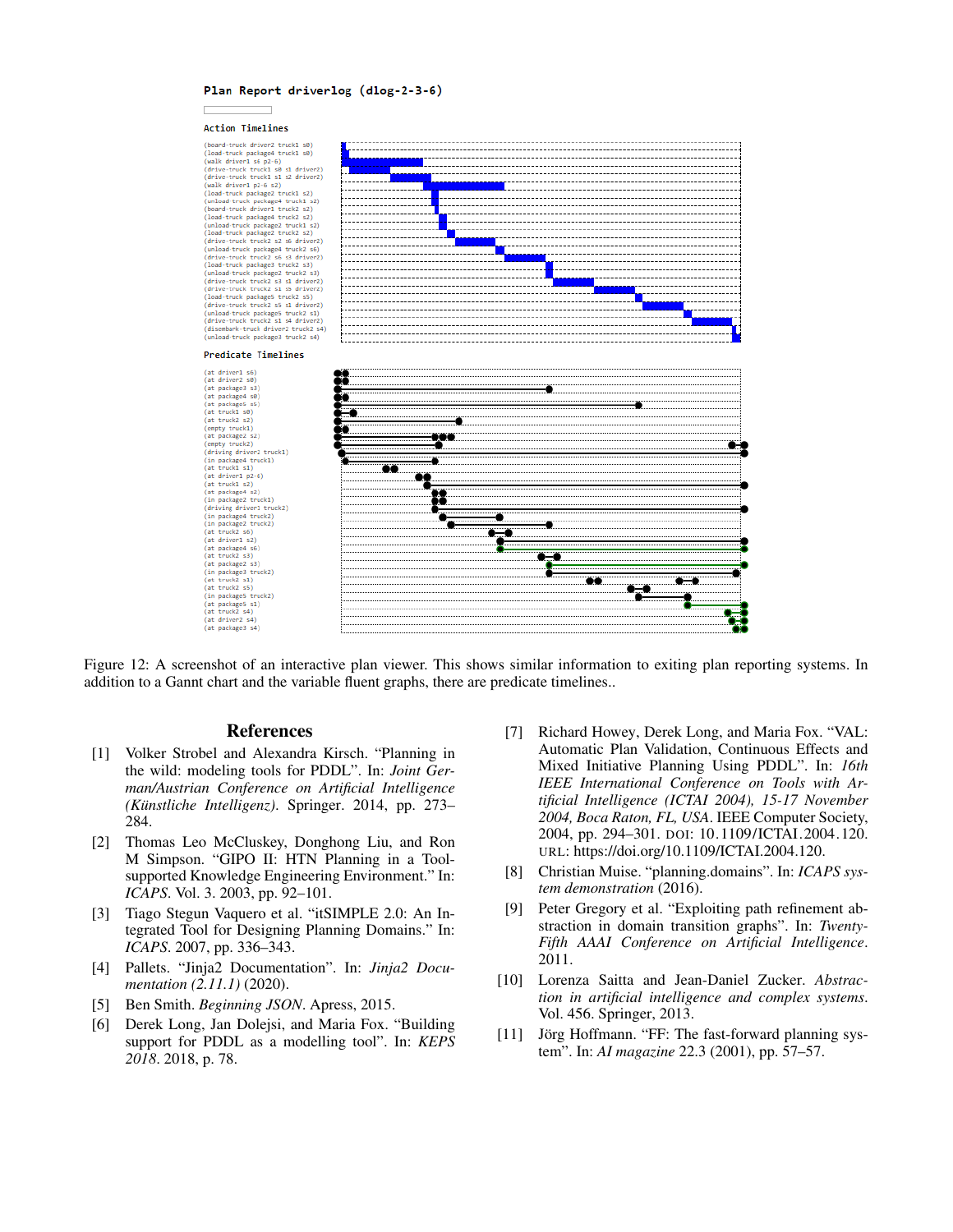Plan Report driverlog (dlog-2-3-6)

Action Timelines

(board-truck driver2 truck1 s0)
(load-truck package4 truck1 s0)
(walk driver1 s6 p2-6)
(drive-truck truck1 s0 s1 driver2)
(drive-truck truck1 s1 s2 driver2)
(walk driver1 p2-6 s2)
(load-truck package2 truck1 s2)
(unload-truck package4 truck1 s2)
(board-truck driver1 truck2 s2)
(load-truck package4 truck2 s2)
(unload-truck package2 truck1 s2)
(load-truck package2 truck2 s2)
(drive-truck truck2 s2 s6 driver2)
(unload-truck package4 truck2 s6)
(drive-truck truck2 s6 s3 driver2)
(load-truck package3 truck2 s3)
(unload-truck package2 truck2 s3)
(drive-truck truck2 s3 s1 driver2)
(drive-truck truck2 s1 s5 driver2)
(load-truck package5 truck2 s5)
(drive-truck truck2 s5 s1 driver2)
(unload-truck package5 truck2 s1)
(drive-truck truck2 s1 s4 driver2)
(disembark-truck driver2 truck2 s4)
(unload-truck package3 truck2 s4)

Predicate Timelines

(at driver1 s6)
(at driver2 s0)
(at package3 s3)
(at package4 s0)
(at package5 s5)
(at truck1 s0)
(at truck2 s2)
(empty truck1)
(at package2 s2)
(empty truck2)
(driving driver2 truck1)
(in package4 truck1)
(at truck1 s1)
(at driver1 p2-6)
(at truck1 s2)
(at package4 s2)
(in package2 truck1)
(driving driver1 truck2)
(in package4 truck2)
(in package2 truck2)
(at truck2 s6)
(at driver1 s2)
(at package4 s6)
(at truck2 s3)
(at package2 s3)
(in package3 truck2)
(at truck2 s1)
(at truck2 s5)
(in package5 truck2)
(at package5 s1)
(at truck2 s4)
(at driver2 s4)
(at package3 s4)

Figure 12: A screenshot of an interactive plan viewer. This shows similar information to exiting plan reporting systems. In addition to a Gannt chart and the variable fluent graphs, there are predicate timelines..

## References

[1] Volker Strobel and Alexandra Kirsch. "Planning in the wild: modeling tools for PDDL". In: *Joint German/Austrian Conference on Artificial Intelligence (Künstliche Intelligenz)*. Springer. 2014, pp. 273–284.

[2] Thomas Leo McCluskey, Donghong Liu, and Ron M Simpson. "GIPO II: HTN Planning in a Tool-supported Knowledge Engineering Environment." In: *ICAPS*. Vol. 3. 2003, pp. 92–101.

[3] Tiago Stegun Vaquero et al. "itSIMPLE 2.0: An Integrated Tool for Designing Planning Domains." In: *ICAPS*. 2007, pp. 336–343.

[4] Pallets. "Jinja2 Documentation". In: *Jinja2 Documentation (2.11.1)* (2020).

[5] Ben Smith. *Beginning JSON*. Apress, 2015.

[6] Derek Long, Jan Dolejsi, and Maria Fox. "Building support for PDDL as a modelling tool". In: *KEPS 2018*. 2018, p. 78.

[7] Richard Howey, Derek Long, and Maria Fox. "VAL: Automatic Plan Validation, Continuous Effects and Mixed Initiative Planning Using PDDL". In: *16th IEEE International Conference on Tools with Artificial Intelligence (ICTAI 2004), 15-17 November 2004, Boca Raton, FL, USA*. IEEE Computer Society, 2004, pp. 294–301. DOI: 10.1109/ICTAI.2004.120. URL: https://doi.org/10.1109/ICTAI.2004.120.

[8] Christian Muise. "planning.domains". In: *ICAPS system demonstration* (2016).

[9] Peter Gregory et al. "Exploiting path refinement abstraction in domain transition graphs". In: *Twenty-Fifth AAAI Conference on Artificial Intelligence*. 2011.

[10] Lorenza Saitta and Jean-Daniel Zucker. *Abstraction in artificial intelligence and complex systems*. Vol. 456. Springer, 2013.

[11] Jörg Hoffmann. "FF: The fast-forward planning system". In: *AI magazine* 22.3 (2001), pp. 57–57.